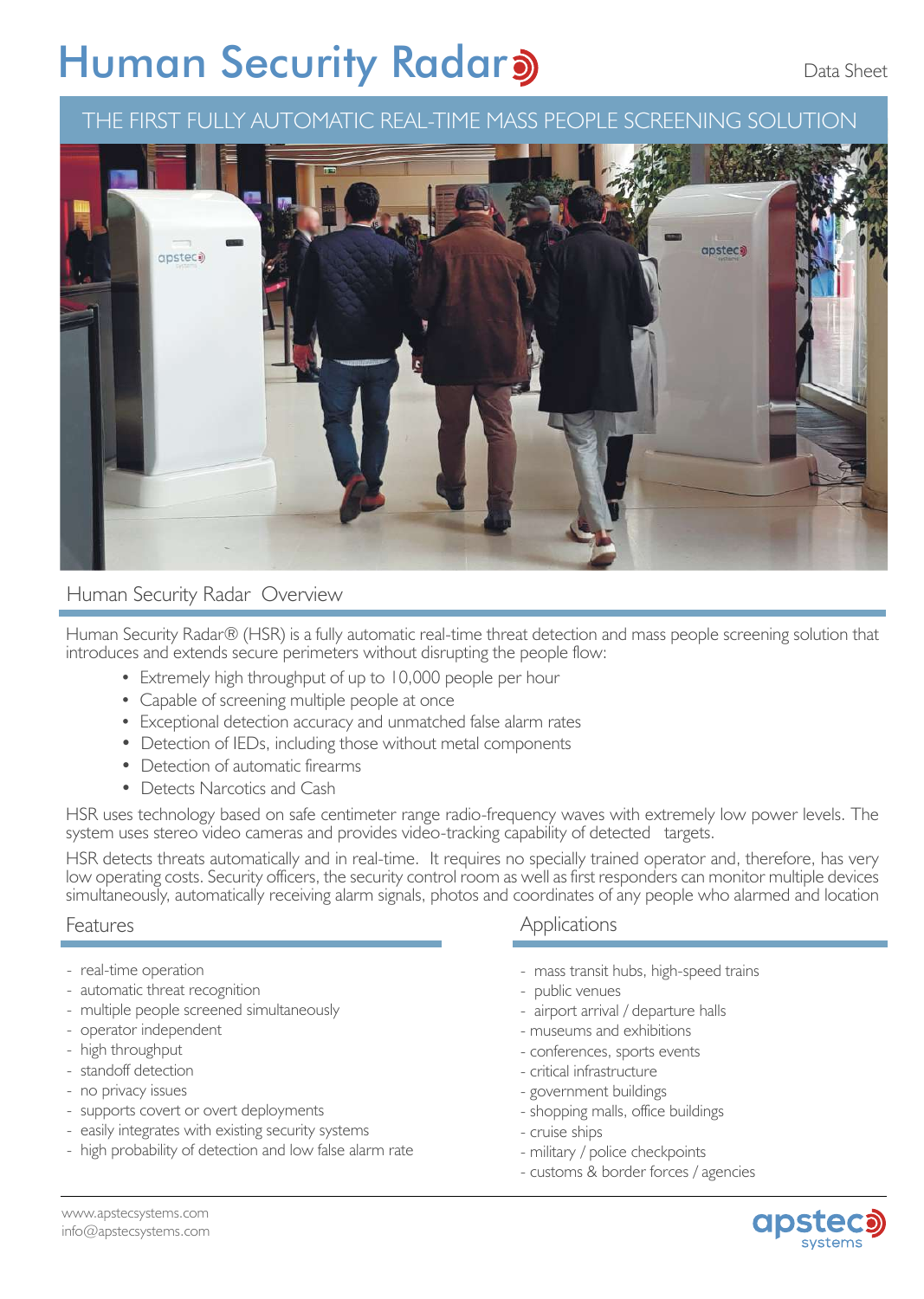# Human Security Radar

Data Sheet

## THE FIRST FULLY AUTOMATIC REAL-TIME MASS PEOPLE SCREENING SOLUTION

## Human Security Radar Overview

Human Security Radar® (HSR) is a fully automatic real-time threat detection and mass people screening solution that introduces and extends secure perimeters without disrupting the people flow:

- Extremely high throughput of up to 10,000 people per hour
- Capable of screening multiple people at once
- Exceptional detection accuracy and unmatched false alarm rates
- Detection of IEDs, including those without metal components
- Detection of automatic firearms
- Detects Narcotics and Cash

HSR uses technology based on safe centimeter range radio-frequency waves with extremely low power levels. The system uses stereo video cameras and provides video-tracking capability of detected targets.

HSR detects threats automatically and in real-time. It requires no specially trained operator and, therefore, has very low operating costs. Security officers, the security control room as well as first responders can monitor multiple devices simultaneously, automatically receiving alarm signals, photos and coordinates of any people who alarmed and location

## Features

- real-time operation
- automatic threat recognition
- multiple people screened simultaneously
- operator independent
- high throughput
- standoff detection
- no privacy issues
- supports covert or overt deployments
- easily integrates with existing security systems
- high probability of detection and low false alarm rate

## Applications

- mass transit hubs, high-speed trains
- public venues
- airport arrival / departure halls
- museums and exhibitions
- conferences, sports events
- critical infrastructure
- government buildings
- shopping malls, office buildings
- cruise ships
- military / police checkpoints
- customs & border forces / agencies

www.apstecsystems.com
info@apstecsystems.com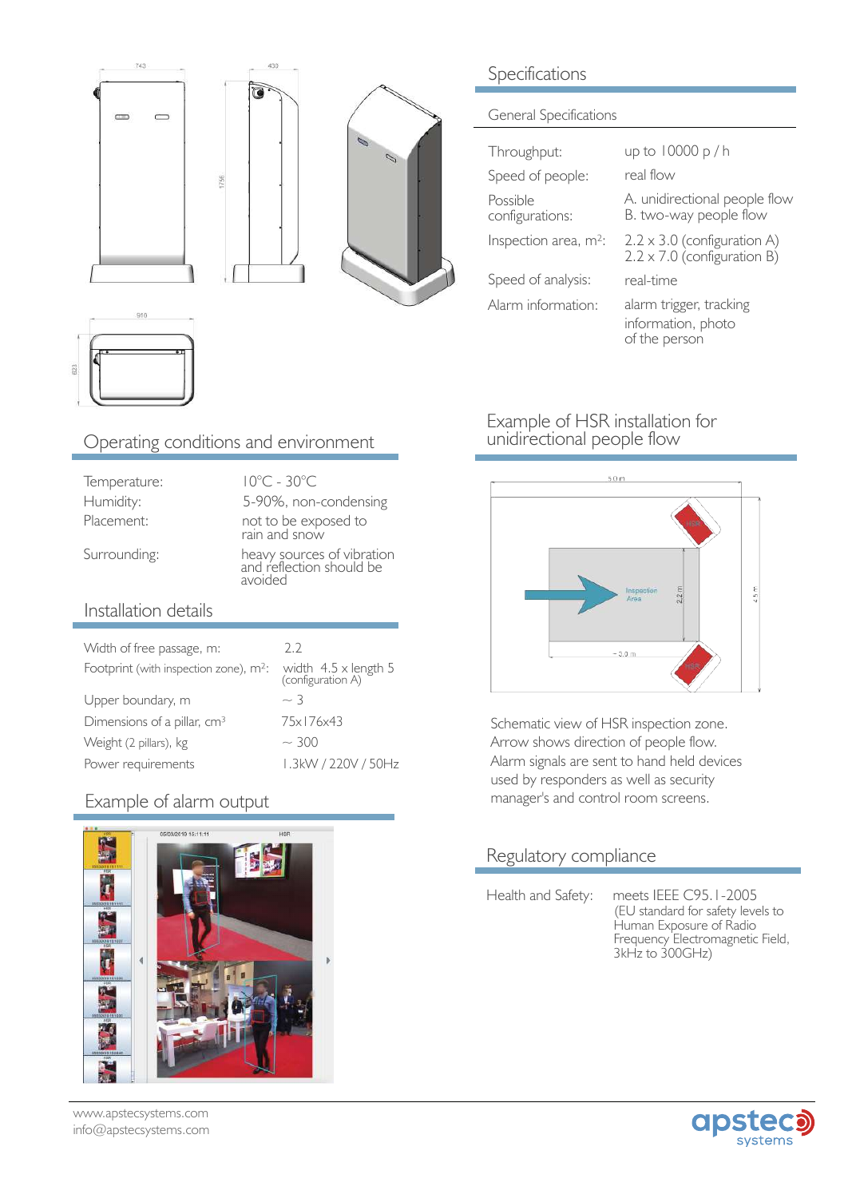## Specifications

### General Specifications

| | |
|---|---|
| Throughput: | up to 10000 p / h |
| Speed of people: | real flow |
| Possible configurations: | A. unidirectional people flow<br>B. two-way people flow |
| Inspection area, m$^2$: | 2.2 x 3.0 (configuration A)<br>2.2 x 7.0 (configuration B) |
| Speed of analysis: | real-time |
| Alarm information: | alarm trigger, tracking information, photo of the person |

## Operating conditions and environment

| | |
|---|---|
| Temperature: | 10°C - 30°C |
| Humidity: | 5-90%, non-condensing |
| Placement: | not to be exposed to rain and snow |
| Surrounding: | heavy sources of vibration and reflection should be avoided |

## Installation details

| | |
|---|---|
| Width of free passage, m: | 2.2 |
| Footprint (with inspection zone), m$^2$: | width 4.5 x length 5 (configuration A) |
| Upper boundary, m | ~ 3 |
| Dimensions of a pillar, cm$^3$ | 75x176x43 |
| Weight (2 pillars), kg | ~ 300 |
| Power requirements | 1.3kW / 220V / 50Hz |

## Example of alarm output

## Example of HSR installation for unidirectional people flow

Schematic view of HSR inspection zone.
Arrow shows direction of people flow.
Alarm signals are sent to hand held devices used by responders as well as security manager's and control room screens.

## Regulatory compliance

| | |
|---|---|
| Health and Safety: | meets IEEE C95.1-2005 (EU standard for safety levels to Human Exposure of Radio Frequency Electromagnetic Field, 3kHz to 300GHz) |

www.apstecsystems.com
info@apstecsystems.com

apstec systems